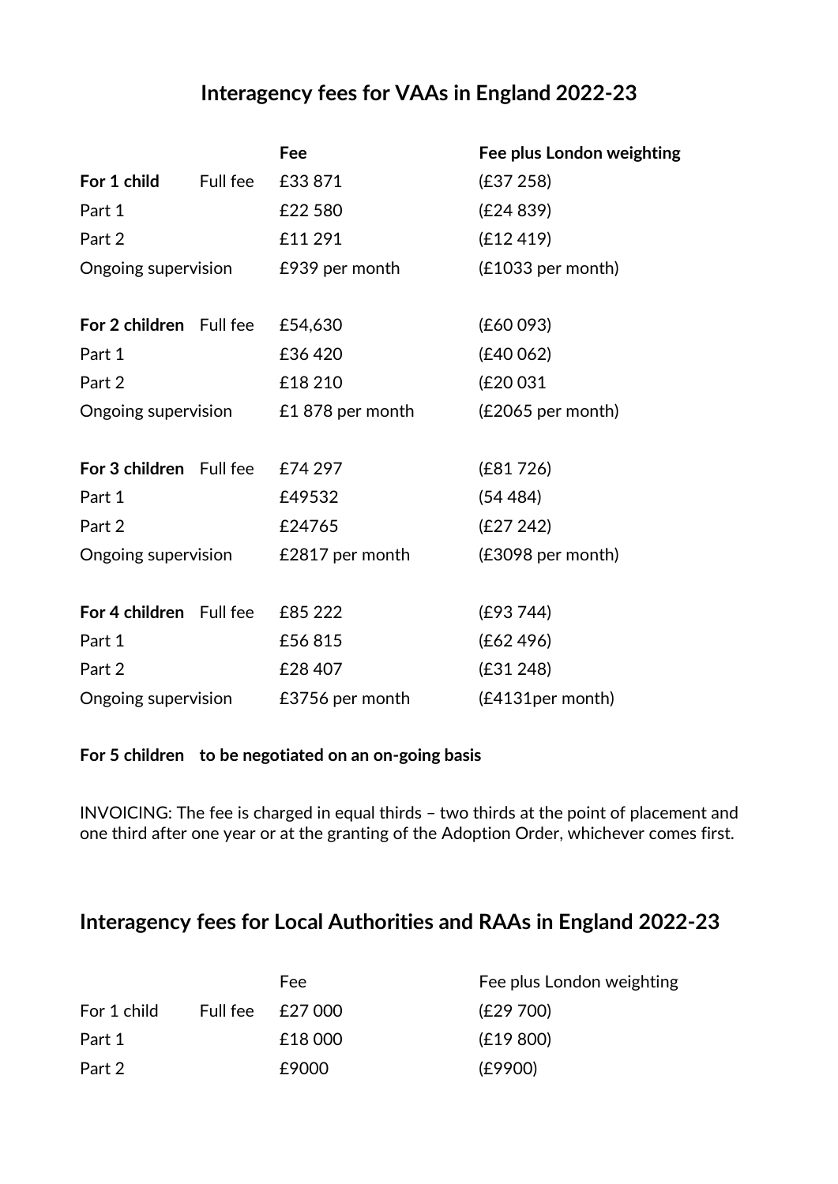## Interagency fees for VAAs in England 2022-23

| | | Fee | Fee plus London weighting |
|---|---|---|---|
| **For 1 child** | Full fee | £33 871 | (£37 258) |
| Part 1 | | £22 580 | (£24 839) |
| Part 2 | | £11 291 | (£12 419) |
| Ongoing supervision | | £939 per month | (£1033 per month) |
| | | | |
| **For 2 children** | Full fee | £54,630 | (£60 093) |
| Part 1 | | £36 420 | (£40 062) |
| Part 2 | | £18 210 | (£20 031 |
| Ongoing supervision | | £1 878 per month | (£2065 per month) |
| | | | |
| **For 3 children** | Full fee | £74 297 | (£81 726) |
| Part 1 | | £49532 | (54 484) |
| Part 2 | | £24765 | (£27 242) |
| Ongoing supervision | | £2817 per month | (£3098 per month) |
| | | | |
| **For 4 children** | Full fee | £85 222 | (£93 744) |
| Part 1 | | £56 815 | (£62 496) |
| Part 2 | | £28 407 | (£31 248) |
| Ongoing supervision | | £3756 per month | (£4131per month) |

**For 5 children to be negotiated on an on-going basis**

INVOICING: The fee is charged in equal thirds – two thirds at the point of placement and one third after one year or at the granting of the Adoption Order, whichever comes first.

## Interagency fees for Local Authorities and RAAs in England 2022-23

| | | Fee | Fee plus London weighting |
|---|---|---|---|
| For 1 child | Full fee | £27 000 | (£29 700) |
| Part 1 | | £18 000 | (£19 800) |
| Part 2 | | £9000 | (£9900) |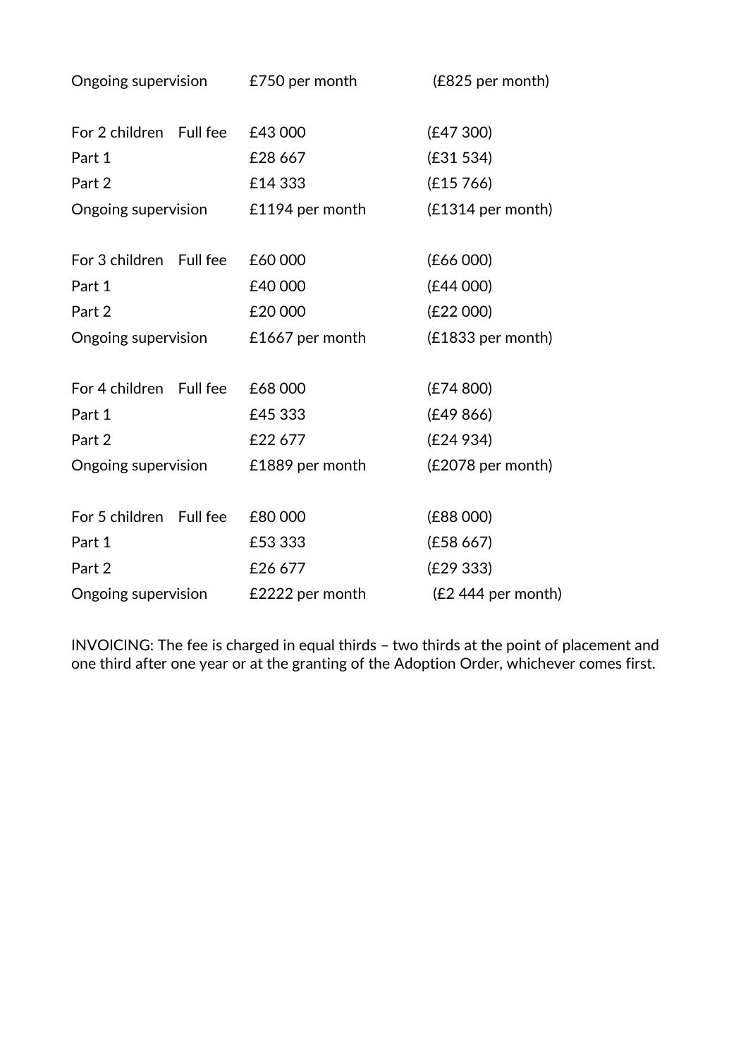| | | |
|---|---|---|
| Ongoing supervision | £750 per month | (£825 per month) |
| | | |
| For 2 children Full fee | £43 000 | (£47 300) |
| Part 1 | £28 667 | (£31 534) |
| Part 2 | £14 333 | (£15 766) |
| Ongoing supervision | £1194 per month | (£1314 per month) |
| | | |
| For 3 children Full fee | £60 000 | (£66 000) |
| Part 1 | £40 000 | (£44 000) |
| Part 2 | £20 000 | (£22 000) |
| Ongoing supervision | £1667 per month | (£1833 per month) |
| | | |
| For 4 children Full fee | £68 000 | (£74 800) |
| Part 1 | £45 333 | (£49 866) |
| Part 2 | £22 677 | (£24 934) |
| Ongoing supervision | £1889 per month | (£2078 per month) |
| | | |
| For 5 children Full fee | £80 000 | (£88 000) |
| Part 1 | £53 333 | (£58 667) |
| Part 2 | £26 677 | (£29 333) |
| Ongoing supervision | £2222 per month | (£2 444 per month) |

INVOICING: The fee is charged in equal thirds – two thirds at the point of placement and one third after one year or at the granting of the Adoption Order, whichever comes first.